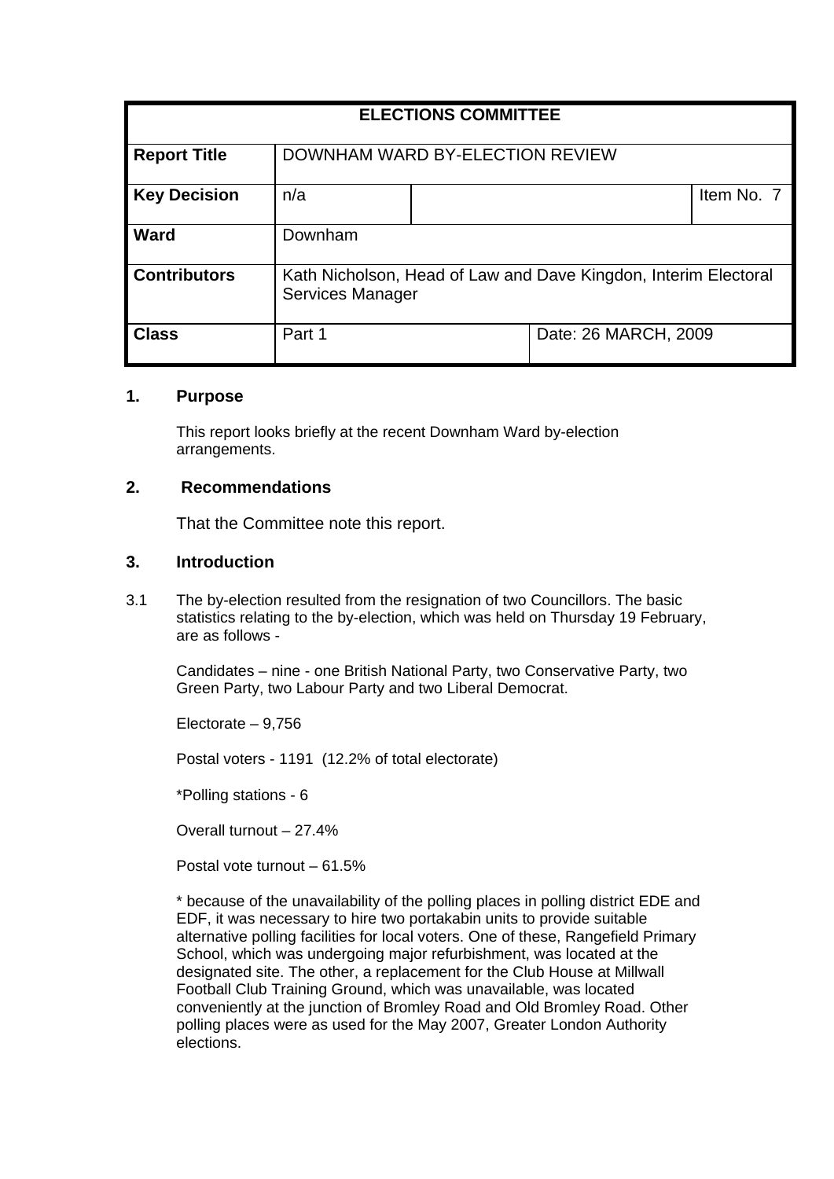| ELECTIONS COMMITTEE | | | |
|---|---|---|---|
| **Report Title** | DOWNHAM WARD BY-ELECTION REVIEW | | |
| **Key Decision** | n/a | | Item No. 7 |
| **Ward** | Downham | | |
| **Contributors** | Kath Nicholson, Head of Law and Dave Kingdon, Interim Electoral Services Manager | | |
| **Class** | Part 1 | Date: 26 MARCH, 2009 | |

## 1. Purpose

This report looks briefly at the recent Downham Ward by-election arrangements.

## 2. Recommendations

That the Committee note this report.

## 3. Introduction

3.1 The by-election resulted from the resignation of two Councillors. The basic statistics relating to the by-election, which was held on Thursday 19 February, are as follows -

Candidates – nine - one British National Party, two Conservative Party, two Green Party, two Labour Party and two Liberal Democrat.

Electorate – 9,756

Postal voters - 1191 (12.2% of total electorate)

*Polling stations - 6

Overall turnout – 27.4%

Postal vote turnout – 61.5%

* because of the unavailability of the polling places in polling district EDE and EDF, it was necessary to hire two portakabin units to provide suitable alternative polling facilities for local voters. One of these, Rangefield Primary School, which was undergoing major refurbishment, was located at the designated site. The other, a replacement for the Club House at Millwall Football Club Training Ground, which was unavailable, was located conveniently at the junction of Bromley Road and Old Bromley Road. Other polling places were as used for the May 2007, Greater London Authority elections.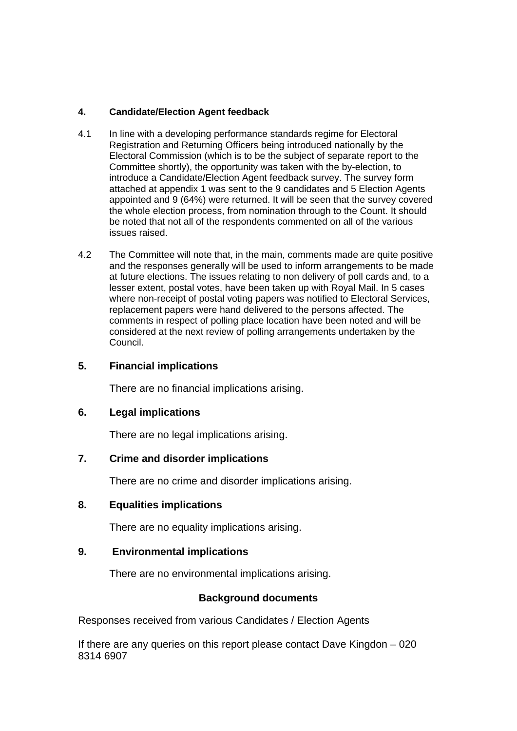## 4. Candidate/Election Agent feedback

4.1 In line with a developing performance standards regime for Electoral Registration and Returning Officers being introduced nationally by the Electoral Commission (which is to be the subject of separate report to the Committee shortly), the opportunity was taken with the by-election, to introduce a Candidate/Election Agent feedback survey. The survey form attached at appendix 1 was sent to the 9 candidates and 5 Election Agents appointed and 9 (64%) were returned. It will be seen that the survey covered the whole election process, from nomination through to the Count. It should be noted that not all of the respondents commented on all of the various issues raised.

4.2 The Committee will note that, in the main, comments made are quite positive and the responses generally will be used to inform arrangements to be made at future elections. The issues relating to non delivery of poll cards and, to a lesser extent, postal votes, have been taken up with Royal Mail. In 5 cases where non-receipt of postal voting papers was notified to Electoral Services, replacement papers were hand delivered to the persons affected. The comments in respect of polling place location have been noted and will be considered at the next review of polling arrangements undertaken by the Council.

## 5. Financial implications

There are no financial implications arising.

## 6. Legal implications

There are no legal implications arising.

## 7. Crime and disorder implications

There are no crime and disorder implications arising.

## 8. Equalities implications

There are no equality implications arising.

## 9. Environmental implications

There are no environmental implications arising.

### Background documents

Responses received from various Candidates / Election Agents

If there are any queries on this report please contact Dave Kingdon – 020 8314 6907